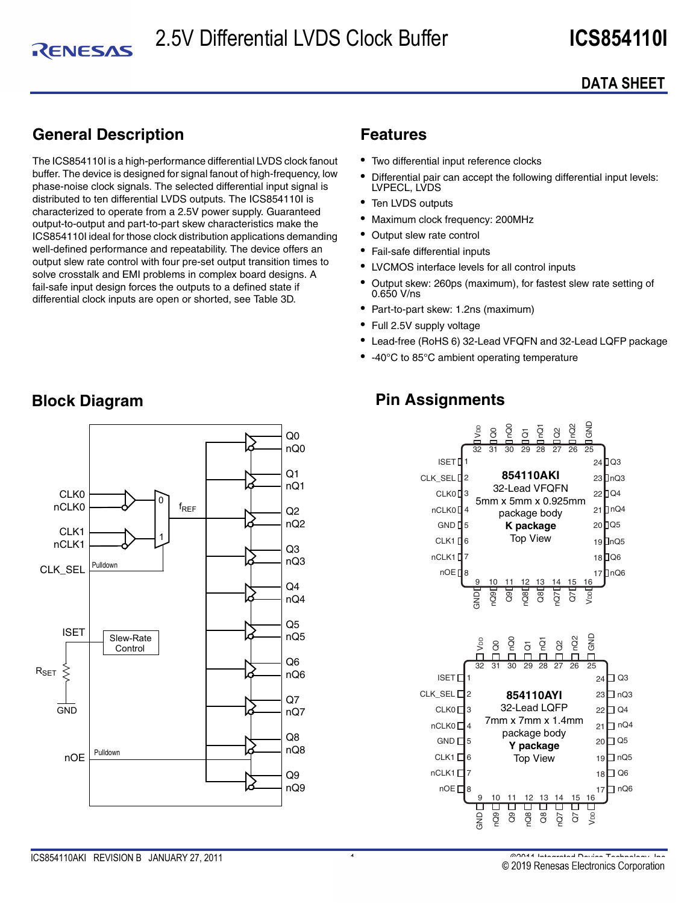# 2.5V Differential LVDS Clock Buffer

# ICS854110I

## DATA SHEET

## General Description

The ICS854110I is a high-performance differential LVDS clock fanout buffer. The device is designed for signal fanout of high-frequency, low phase-noise clock signals. The selected differential input signal is distributed to ten differential LVDS outputs. The ICS854110I is characterized to operate from a 2.5V power supply. Guaranteed output-to-output and part-to-part skew characteristics make the ICS854110I ideal for those clock distribution applications demanding well-defined performance and repeatability. The device offers an output slew rate control with four pre-set output transition times to solve crosstalk and EMI problems in complex board designs. A fail-safe input design forces the outputs to a defined state if differential clock inputs are open or shorted, see Table 3D.

## Features

- Two differential input reference clocks
- Differential pair can accept the following differential input levels: LVPECL, LVDS
- Ten LVDS outputs
- Maximum clock frequency: 200MHz
- Output slew rate control
- Fail-safe differential inputs
- LVCMOS interface levels for all control inputs
- Output skew: 260ps (maximum), for fastest slew rate setting of 0.650 V/ns
- Part-to-part skew: 1.2ns (maximum)
- Full 2.5V supply voltage
- Lead-free (RoHS 6) 32-Lead VFQFN and 32-Lead LQFP package
- -40°C to 85°C ambient operating temperature

## Block Diagram

## Pin Assignments

**854110AKI**
32-Lead VFQFN
5mm x 5mm x 0.925mm package body
**K package**
Top View

**854110AYI**
32-Lead LQFP
7mm x 7mm x 1.4mm package body
**Y package**
Top View